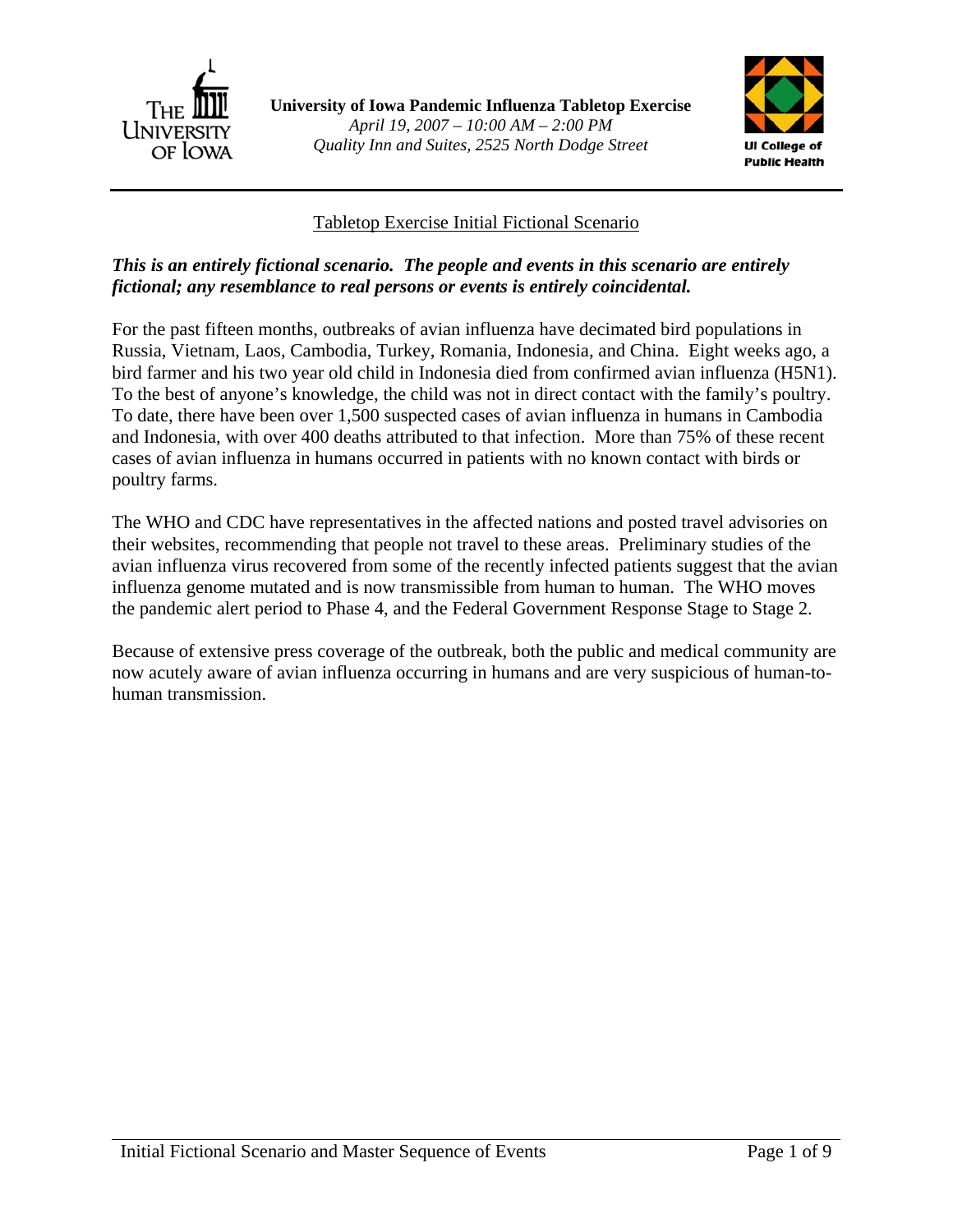**University of Iowa Pandemic Influenza Tabletop Exercise**
*April 19, 2007 – 10:00 AM – 2:00 PM*
*Quality Inn and Suites, 2525 North Dodge Street*

UI College of Public Health

---

## Tabletop Exercise Initial Fictional Scenario

***This is an entirely fictional scenario. The people and events in this scenario are entirely fictional; any resemblance to real persons or events is entirely coincidental.***

For the past fifteen months, outbreaks of avian influenza have decimated bird populations in Russia, Vietnam, Laos, Cambodia, Turkey, Romania, Indonesia, and China. Eight weeks ago, a bird farmer and his two year old child in Indonesia died from confirmed avian influenza (H5N1). To the best of anyone's knowledge, the child was not in direct contact with the family's poultry. To date, there have been over 1,500 suspected cases of avian influenza in humans in Cambodia and Indonesia, with over 400 deaths attributed to that infection. More than 75% of these recent cases of avian influenza in humans occurred in patients with no known contact with birds or poultry farms.

The WHO and CDC have representatives in the affected nations and posted travel advisories on their websites, recommending that people not travel to these areas. Preliminary studies of the avian influenza virus recovered from some of the recently infected patients suggest that the avian influenza genome mutated and is now transmissible from human to human. The WHO moves the pandemic alert period to Phase 4, and the Federal Government Response Stage to Stage 2.

Because of extensive press coverage of the outbreak, both the public and medical community are now acutely aware of avian influenza occurring in humans and are very suspicious of human-to-human transmission.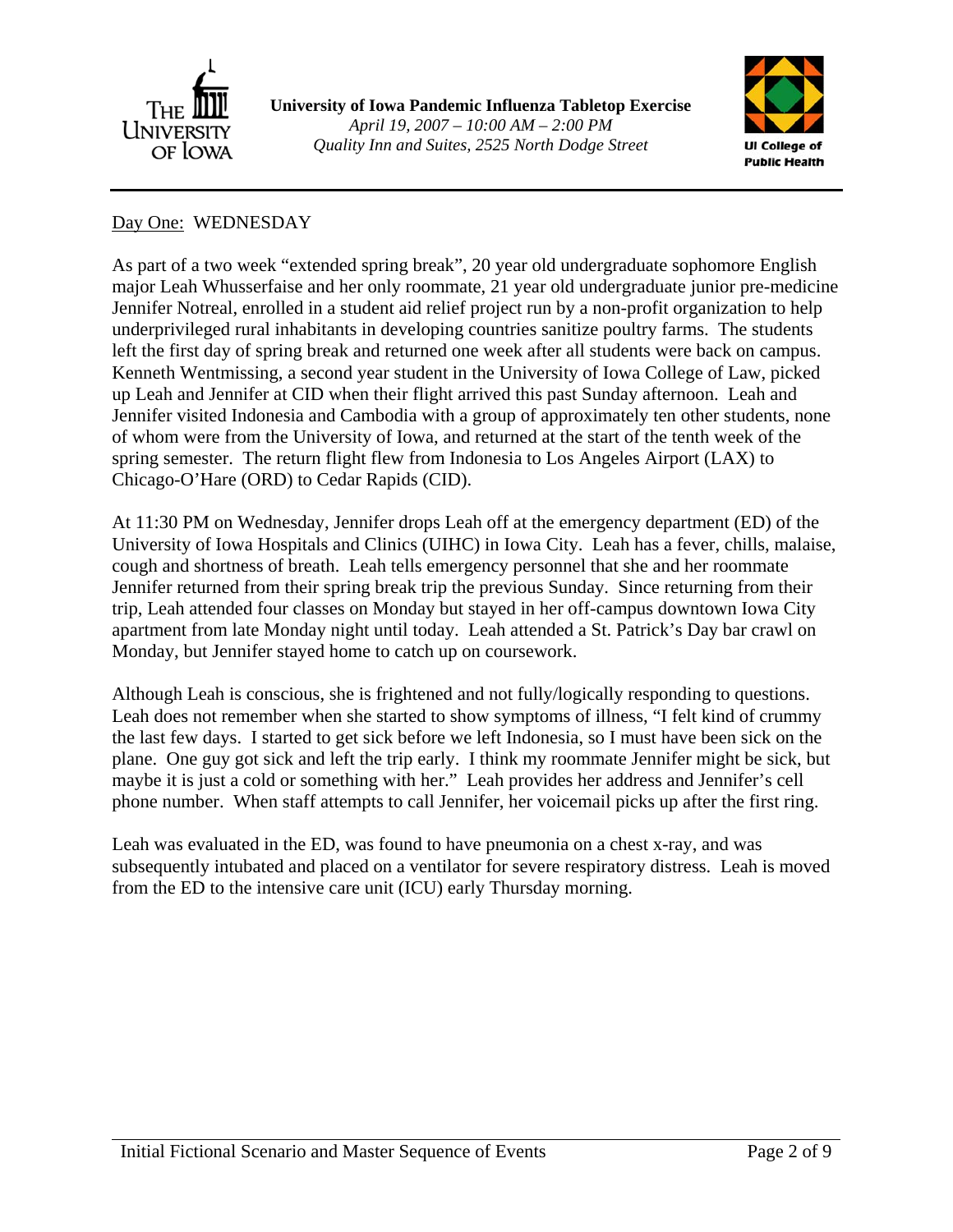Day One: WEDNESDAY

As part of a two week "extended spring break", 20 year old undergraduate sophomore English major Leah Whusserfaise and her only roommate, 21 year old undergraduate junior pre-medicine Jennifer Notreal, enrolled in a student aid relief project run by a non-profit organization to help underprivileged rural inhabitants in developing countries sanitize poultry farms. The students left the first day of spring break and returned one week after all students were back on campus. Kenneth Wentmissing, a second year student in the University of Iowa College of Law, picked up Leah and Jennifer at CID when their flight arrived this past Sunday afternoon. Leah and Jennifer visited Indonesia and Cambodia with a group of approximately ten other students, none of whom were from the University of Iowa, and returned at the start of the tenth week of the spring semester. The return flight flew from Indonesia to Los Angeles Airport (LAX) to Chicago-O'Hare (ORD) to Cedar Rapids (CID).

At 11:30 PM on Wednesday, Jennifer drops Leah off at the emergency department (ED) of the University of Iowa Hospitals and Clinics (UIHC) in Iowa City. Leah has a fever, chills, malaise, cough and shortness of breath. Leah tells emergency personnel that she and her roommate Jennifer returned from their spring break trip the previous Sunday. Since returning from their trip, Leah attended four classes on Monday but stayed in her off-campus downtown Iowa City apartment from late Monday night until today. Leah attended a St. Patrick's Day bar crawl on Monday, but Jennifer stayed home to catch up on coursework.

Although Leah is conscious, she is frightened and not fully/logically responding to questions. Leah does not remember when she started to show symptoms of illness, "I felt kind of crummy the last few days. I started to get sick before we left Indonesia, so I must have been sick on the plane. One guy got sick and left the trip early. I think my roommate Jennifer might be sick, but maybe it is just a cold or something with her." Leah provides her address and Jennifer's cell phone number. When staff attempts to call Jennifer, her voicemail picks up after the first ring.

Leah was evaluated in the ED, was found to have pneumonia on a chest x-ray, and was subsequently intubated and placed on a ventilator for severe respiratory distress. Leah is moved from the ED to the intensive care unit (ICU) early Thursday morning.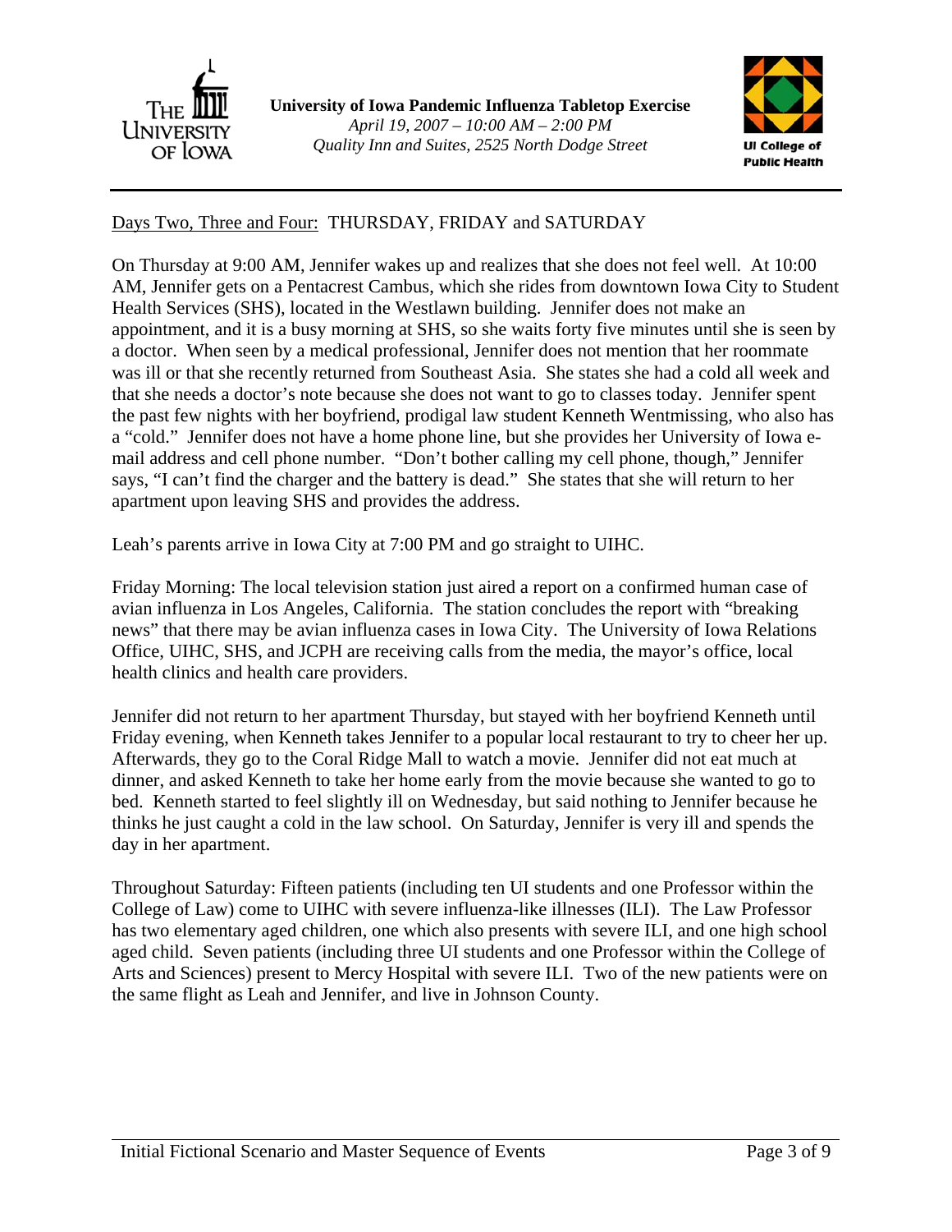Days Two, Three and Four: THURSDAY, FRIDAY and SATURDAY

On Thursday at 9:00 AM, Jennifer wakes up and realizes that she does not feel well. At 10:00 AM, Jennifer gets on a Pentacrest Cambus, which she rides from downtown Iowa City to Student Health Services (SHS), located in the Westlawn building. Jennifer does not make an appointment, and it is a busy morning at SHS, so she waits forty five minutes until she is seen by a doctor. When seen by a medical professional, Jennifer does not mention that her roommate was ill or that she recently returned from Southeast Asia. She states she had a cold all week and that she needs a doctor's note because she does not want to go to classes today. Jennifer spent the past few nights with her boyfriend, prodigal law student Kenneth Wentmissing, who also has a "cold." Jennifer does not have a home phone line, but she provides her University of Iowa e-mail address and cell phone number. "Don't bother calling my cell phone, though," Jennifer says, "I can't find the charger and the battery is dead." She states that she will return to her apartment upon leaving SHS and provides the address.

Leah's parents arrive in Iowa City at 7:00 PM and go straight to UIHC.

Friday Morning: The local television station just aired a report on a confirmed human case of avian influenza in Los Angeles, California. The station concludes the report with "breaking news" that there may be avian influenza cases in Iowa City. The University of Iowa Relations Office, UIHC, SHS, and JCPH are receiving calls from the media, the mayor's office, local health clinics and health care providers.

Jennifer did not return to her apartment Thursday, but stayed with her boyfriend Kenneth until Friday evening, when Kenneth takes Jennifer to a popular local restaurant to try to cheer her up. Afterwards, they go to the Coral Ridge Mall to watch a movie. Jennifer did not eat much at dinner, and asked Kenneth to take her home early from the movie because she wanted to go to bed. Kenneth started to feel slightly ill on Wednesday, but said nothing to Jennifer because he thinks he just caught a cold in the law school. On Saturday, Jennifer is very ill and spends the day in her apartment.

Throughout Saturday: Fifteen patients (including ten UI students and one Professor within the College of Law) come to UIHC with severe influenza-like illnesses (ILI). The Law Professor has two elementary aged children, one which also presents with severe ILI, and one high school aged child. Seven patients (including three UI students and one Professor within the College of Arts and Sciences) present to Mercy Hospital with severe ILI. Two of the new patients were on the same flight as Leah and Jennifer, and live in Johnson County.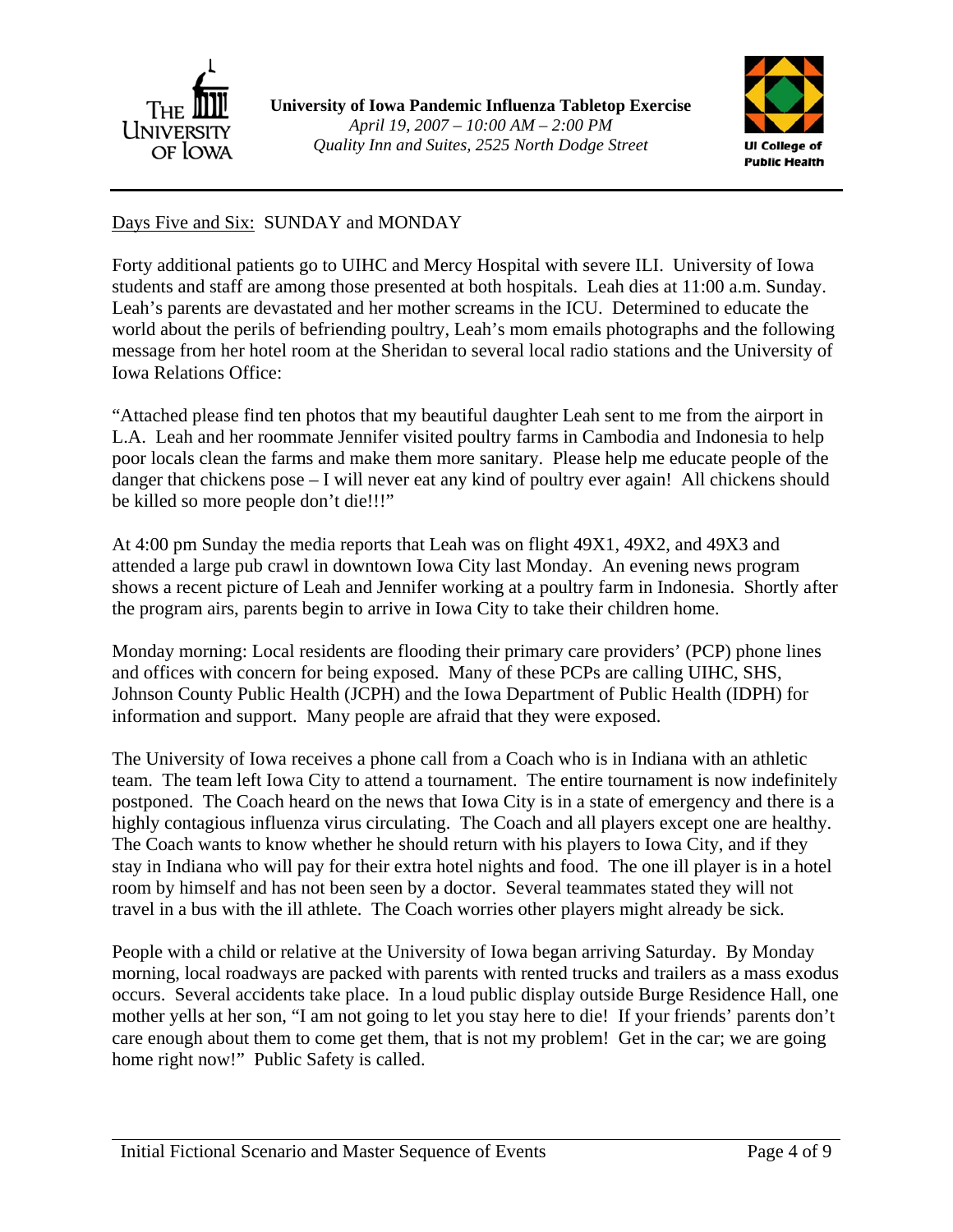Days Five and Six: SUNDAY and MONDAY

Forty additional patients go to UIHC and Mercy Hospital with severe ILI. University of Iowa students and staff are among those presented at both hospitals. Leah dies at 11:00 a.m. Sunday. Leah's parents are devastated and her mother screams in the ICU. Determined to educate the world about the perils of befriending poultry, Leah's mom emails photographs and the following message from her hotel room at the Sheridan to several local radio stations and the University of Iowa Relations Office:

"Attached please find ten photos that my beautiful daughter Leah sent to me from the airport in L.A. Leah and her roommate Jennifer visited poultry farms in Cambodia and Indonesia to help poor locals clean the farms and make them more sanitary. Please help me educate people of the danger that chickens pose – I will never eat any kind of poultry ever again! All chickens should be killed so more people don't die!!!"

At 4:00 pm Sunday the media reports that Leah was on flight 49X1, 49X2, and 49X3 and attended a large pub crawl in downtown Iowa City last Monday. An evening news program shows a recent picture of Leah and Jennifer working at a poultry farm in Indonesia. Shortly after the program airs, parents begin to arrive in Iowa City to take their children home.

Monday morning: Local residents are flooding their primary care providers' (PCP) phone lines and offices with concern for being exposed. Many of these PCPs are calling UIHC, SHS, Johnson County Public Health (JCPH) and the Iowa Department of Public Health (IDPH) for information and support. Many people are afraid that they were exposed.

The University of Iowa receives a phone call from a Coach who is in Indiana with an athletic team. The team left Iowa City to attend a tournament. The entire tournament is now indefinitely postponed. The Coach heard on the news that Iowa City is in a state of emergency and there is a highly contagious influenza virus circulating. The Coach and all players except one are healthy. The Coach wants to know whether he should return with his players to Iowa City, and if they stay in Indiana who will pay for their extra hotel nights and food. The one ill player is in a hotel room by himself and has not been seen by a doctor. Several teammates stated they will not travel in a bus with the ill athlete. The Coach worries other players might already be sick.

People with a child or relative at the University of Iowa began arriving Saturday. By Monday morning, local roadways are packed with parents with rented trucks and trailers as a mass exodus occurs. Several accidents take place. In a loud public display outside Burge Residence Hall, one mother yells at her son, "I am not going to let you stay here to die! If your friends' parents don't care enough about them to come get them, that is not my problem! Get in the car; we are going home right now!" Public Safety is called.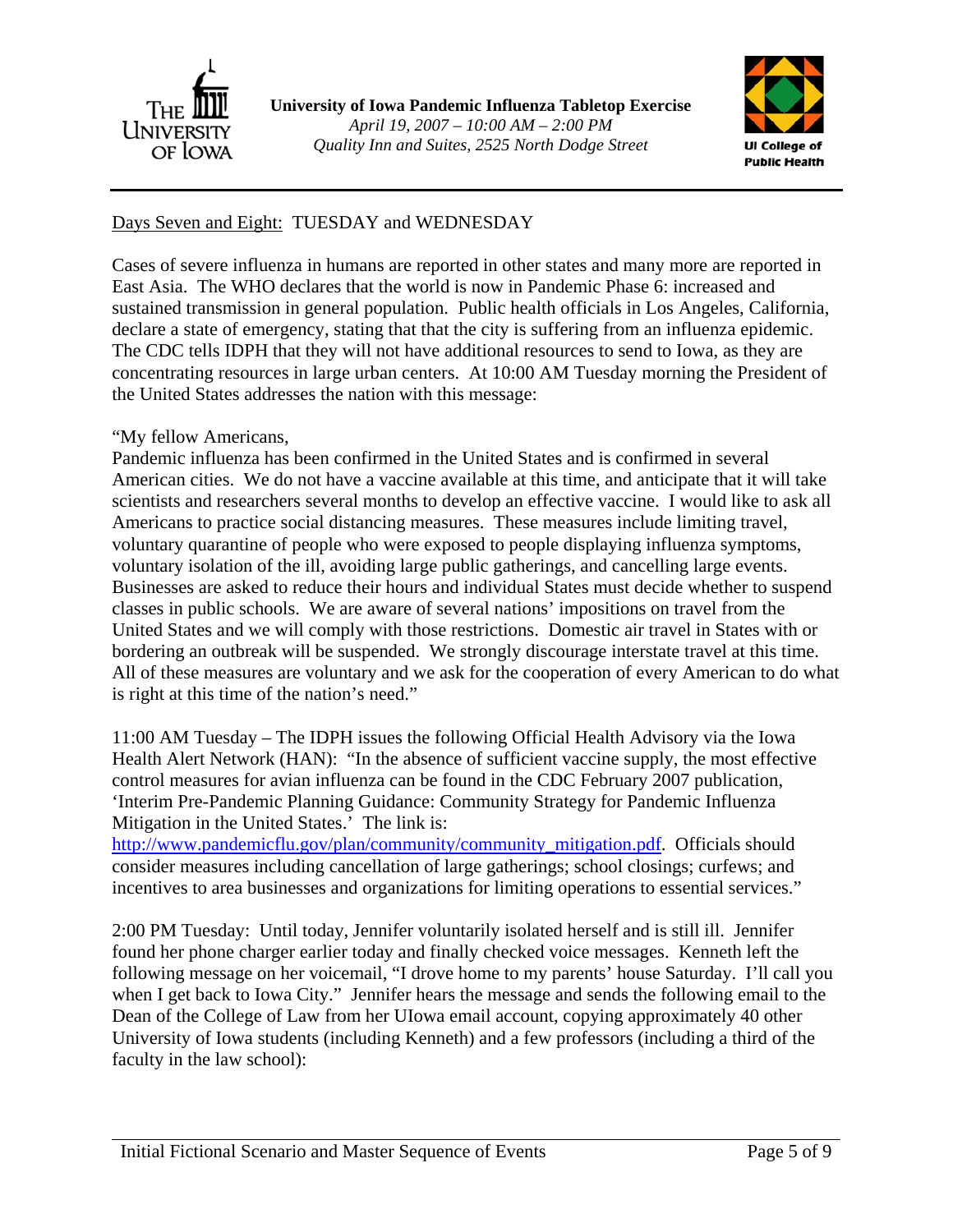Days Seven and Eight: TUESDAY and WEDNESDAY

Cases of severe influenza in humans are reported in other states and many more are reported in East Asia. The WHO declares that the world is now in Pandemic Phase 6: increased and sustained transmission in general population. Public health officials in Los Angeles, California, declare a state of emergency, stating that that the city is suffering from an influenza epidemic. The CDC tells IDPH that they will not have additional resources to send to Iowa, as they are concentrating resources in large urban centers. At 10:00 AM Tuesday morning the President of the United States addresses the nation with this message:

"My fellow Americans,
Pandemic influenza has been confirmed in the United States and is confirmed in several American cities. We do not have a vaccine available at this time, and anticipate that it will take scientists and researchers several months to develop an effective vaccine. I would like to ask all Americans to practice social distancing measures. These measures include limiting travel, voluntary quarantine of people who were exposed to people displaying influenza symptoms, voluntary isolation of the ill, avoiding large public gatherings, and cancelling large events. Businesses are asked to reduce their hours and individual States must decide whether to suspend classes in public schools. We are aware of several nations' impositions on travel from the United States and we will comply with those restrictions. Domestic air travel in States with or bordering an outbreak will be suspended. We strongly discourage interstate travel at this time. All of these measures are voluntary and we ask for the cooperation of every American to do what is right at this time of the nation's need."

11:00 AM Tuesday – The IDPH issues the following Official Health Advisory via the Iowa Health Alert Network (HAN): "In the absence of sufficient vaccine supply, the most effective control measures for avian influenza can be found in the CDC February 2007 publication, 'Interim Pre-Pandemic Planning Guidance: Community Strategy for Pandemic Influenza Mitigation in the United States.' The link is: http://www.pandemicflu.gov/plan/community/community_mitigation.pdf. Officials should consider measures including cancellation of large gatherings; school closings; curfews; and incentives to area businesses and organizations for limiting operations to essential services."

2:00 PM Tuesday: Until today, Jennifer voluntarily isolated herself and is still ill. Jennifer found her phone charger earlier today and finally checked voice messages. Kenneth left the following message on her voicemail, "I drove home to my parents' house Saturday. I'll call you when I get back to Iowa City." Jennifer hears the message and sends the following email to the Dean of the College of Law from her UIowa email account, copying approximately 40 other University of Iowa students (including Kenneth) and a few professors (including a third of the faculty in the law school):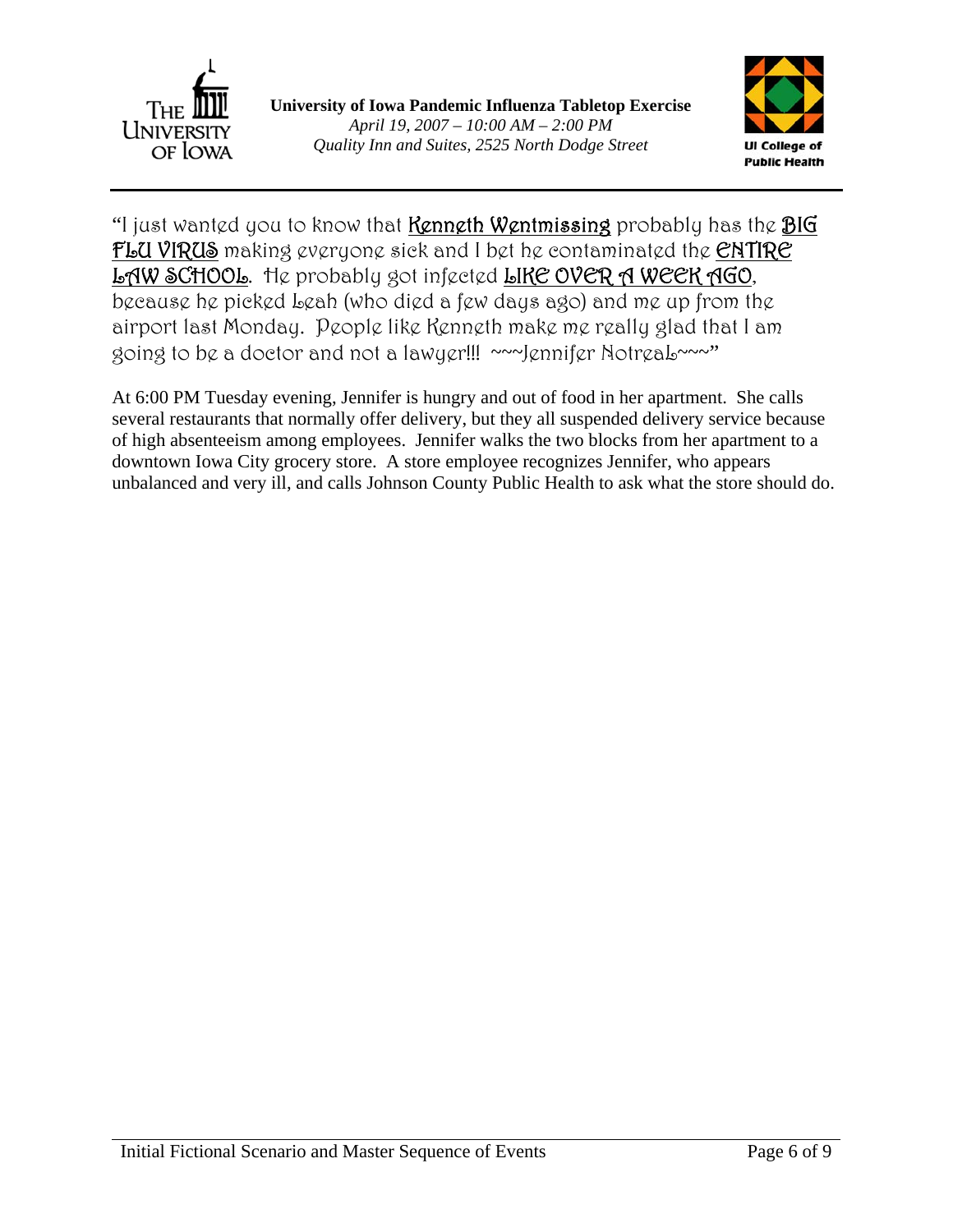"I just wanted you to know that <u>Kenneth Wentmissing</u> probably has the <u>BIG FLU VIRUS</u> making everyone sick and I bet he contaminated the <u>ENTIRE LAW SCHOOL</u>. He probably got infected <u>LIKE OVER A WEEK AGO</u>, because he picked Leah (who died a few days ago) and me up from the airport last Monday. People like Kenneth make me really glad that I am going to be a doctor and not a lawyer!!! ~~~Jennifer NotreaL~~~"

At 6:00 PM Tuesday evening, Jennifer is hungry and out of food in her apartment. She calls several restaurants that normally offer delivery, but they all suspended delivery service because of high absenteeism among employees. Jennifer walks the two blocks from her apartment to a downtown Iowa City grocery store. A store employee recognizes Jennifer, who appears unbalanced and very ill, and calls Johnson County Public Health to ask what the store should do.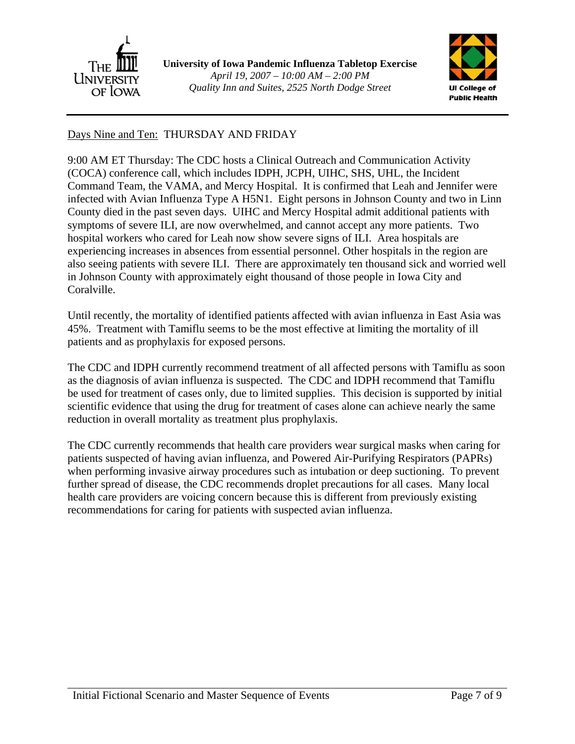Days Nine and Ten: THURSDAY AND FRIDAY

9:00 AM ET Thursday: The CDC hosts a Clinical Outreach and Communication Activity (COCA) conference call, which includes IDPH, JCPH, UIHC, SHS, UHL, the Incident Command Team, the VAMA, and Mercy Hospital. It is confirmed that Leah and Jennifer were infected with Avian Influenza Type A H5N1. Eight persons in Johnson County and two in Linn County died in the past seven days. UIHC and Mercy Hospital admit additional patients with symptoms of severe ILI, are now overwhelmed, and cannot accept any more patients. Two hospital workers who cared for Leah now show severe signs of ILI. Area hospitals are experiencing increases in absences from essential personnel. Other hospitals in the region are also seeing patients with severe ILI. There are approximately ten thousand sick and worried well in Johnson County with approximately eight thousand of those people in Iowa City and Coralville.

Until recently, the mortality of identified patients affected with avian influenza in East Asia was 45%. Treatment with Tamiflu seems to be the most effective at limiting the mortality of ill patients and as prophylaxis for exposed persons.

The CDC and IDPH currently recommend treatment of all affected persons with Tamiflu as soon as the diagnosis of avian influenza is suspected. The CDC and IDPH recommend that Tamiflu be used for treatment of cases only, due to limited supplies. This decision is supported by initial scientific evidence that using the drug for treatment of cases alone can achieve nearly the same reduction in overall mortality as treatment plus prophylaxis.

The CDC currently recommends that health care providers wear surgical masks when caring for patients suspected of having avian influenza, and Powered Air-Purifying Respirators (PAPRs) when performing invasive airway procedures such as intubation or deep suctioning. To prevent further spread of disease, the CDC recommends droplet precautions for all cases. Many local health care providers are voicing concern because this is different from previously existing recommendations for caring for patients with suspected avian influenza.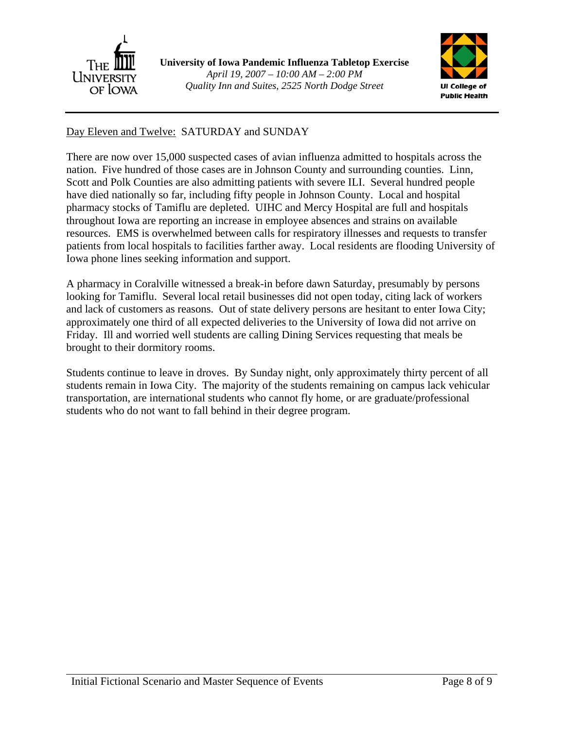<u>Day Eleven and Twelve:</u> SATURDAY and SUNDAY

There are now over 15,000 suspected cases of avian influenza admitted to hospitals across the nation. Five hundred of those cases are in Johnson County and surrounding counties. Linn, Scott and Polk Counties are also admitting patients with severe ILI. Several hundred people have died nationally so far, including fifty people in Johnson County. Local and hospital pharmacy stocks of Tamiflu are depleted. UIHC and Mercy Hospital are full and hospitals throughout Iowa are reporting an increase in employee absences and strains on available resources. EMS is overwhelmed between calls for respiratory illnesses and requests to transfer patients from local hospitals to facilities farther away. Local residents are flooding University of Iowa phone lines seeking information and support.

A pharmacy in Coralville witnessed a break-in before dawn Saturday, presumably by persons looking for Tamiflu. Several local retail businesses did not open today, citing lack of workers and lack of customers as reasons. Out of state delivery persons are hesitant to enter Iowa City; approximately one third of all expected deliveries to the University of Iowa did not arrive on Friday. Ill and worried well students are calling Dining Services requesting that meals be brought to their dormitory rooms.

Students continue to leave in droves. By Sunday night, only approximately thirty percent of all students remain in Iowa City. The majority of the students remaining on campus lack vehicular transportation, are international students who cannot fly home, or are graduate/professional students who do not want to fall behind in their degree program.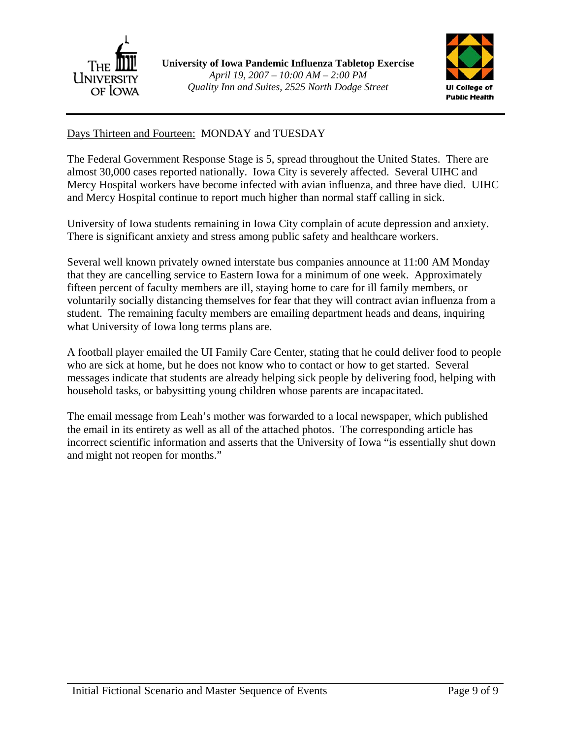Days Thirteen and Fourteen: MONDAY and TUESDAY

The Federal Government Response Stage is 5, spread throughout the United States. There are almost 30,000 cases reported nationally. Iowa City is severely affected. Several UIHC and Mercy Hospital workers have become infected with avian influenza, and three have died. UIHC and Mercy Hospital continue to report much higher than normal staff calling in sick.

University of Iowa students remaining in Iowa City complain of acute depression and anxiety. There is significant anxiety and stress among public safety and healthcare workers.

Several well known privately owned interstate bus companies announce at 11:00 AM Monday that they are cancelling service to Eastern Iowa for a minimum of one week. Approximately fifteen percent of faculty members are ill, staying home to care for ill family members, or voluntarily socially distancing themselves for fear that they will contract avian influenza from a student. The remaining faculty members are emailing department heads and deans, inquiring what University of Iowa long terms plans are.

A football player emailed the UI Family Care Center, stating that he could deliver food to people who are sick at home, but he does not know who to contact or how to get started. Several messages indicate that students are already helping sick people by delivering food, helping with household tasks, or babysitting young children whose parents are incapacitated.

The email message from Leah's mother was forwarded to a local newspaper, which published the email in its entirety as well as all of the attached photos. The corresponding article has incorrect scientific information and asserts that the University of Iowa "is essentially shut down and might not reopen for months."